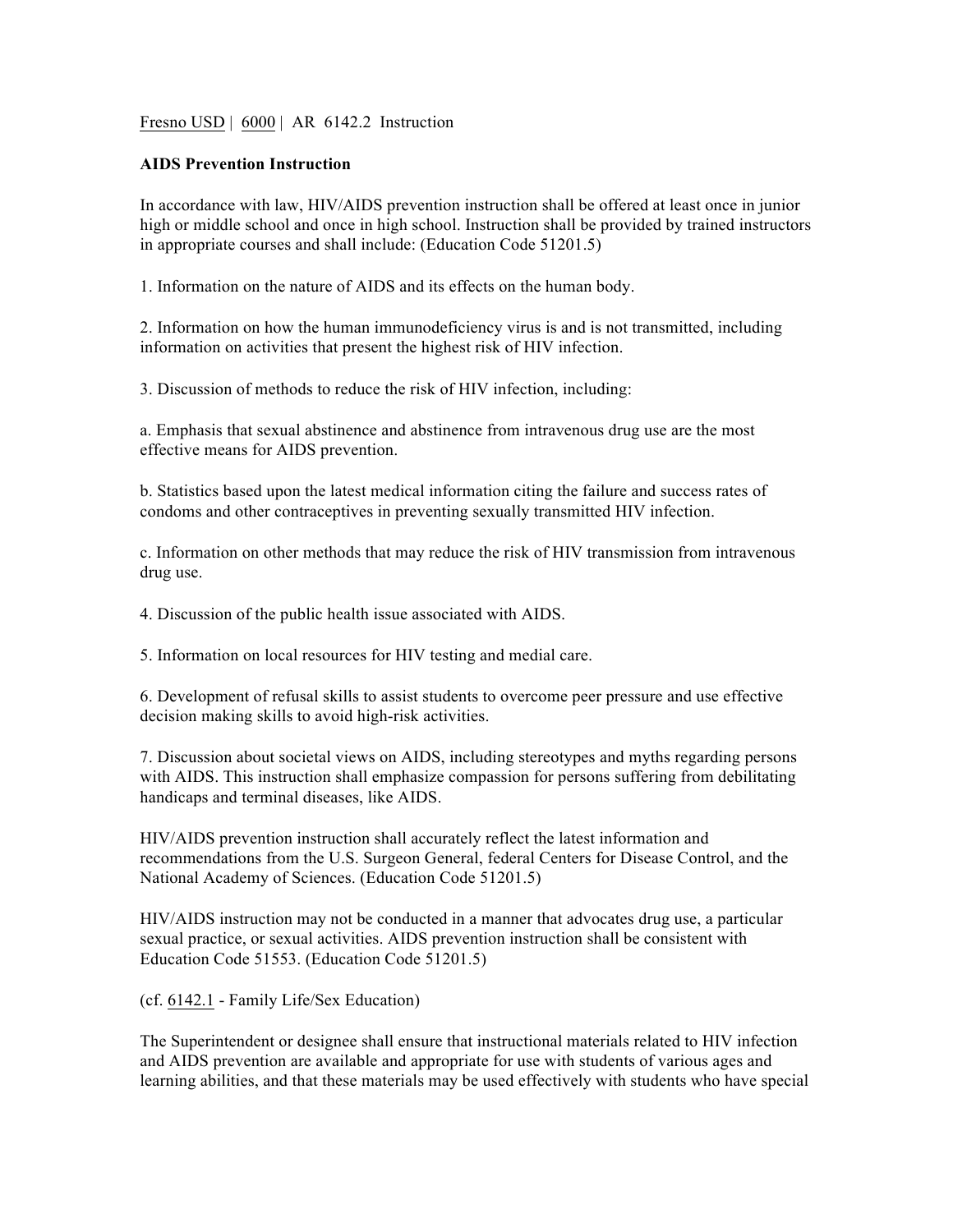Fresno USD | 6000 | AR 6142.2 Instruction

**AIDS Prevention Instruction**

In accordance with law, HIV/AIDS prevention instruction shall be offered at least once in junior high or middle school and once in high school. Instruction shall be provided by trained instructors in appropriate courses and shall include: (Education Code 51201.5)

1. Information on the nature of AIDS and its effects on the human body.

2. Information on how the human immunodeficiency virus is and is not transmitted, including information on activities that present the highest risk of HIV infection.

3. Discussion of methods to reduce the risk of HIV infection, including:

a. Emphasis that sexual abstinence and abstinence from intravenous drug use are the most effective means for AIDS prevention.

b. Statistics based upon the latest medical information citing the failure and success rates of condoms and other contraceptives in preventing sexually transmitted HIV infection.

c. Information on other methods that may reduce the risk of HIV transmission from intravenous drug use.

4. Discussion of the public health issue associated with AIDS.

5. Information on local resources for HIV testing and medial care.

6. Development of refusal skills to assist students to overcome peer pressure and use effective decision making skills to avoid high-risk activities.

7. Discussion about societal views on AIDS, including stereotypes and myths regarding persons with AIDS. This instruction shall emphasize compassion for persons suffering from debilitating handicaps and terminal diseases, like AIDS.

HIV/AIDS prevention instruction shall accurately reflect the latest information and recommendations from the U.S. Surgeon General, federal Centers for Disease Control, and the National Academy of Sciences. (Education Code 51201.5)

HIV/AIDS instruction may not be conducted in a manner that advocates drug use, a particular sexual practice, or sexual activities. AIDS prevention instruction shall be consistent with Education Code 51553. (Education Code 51201.5)

(cf. 6142.1 - Family Life/Sex Education)

The Superintendent or designee shall ensure that instructional materials related to HIV infection and AIDS prevention are available and appropriate for use with students of various ages and learning abilities, and that these materials may be used effectively with students who have special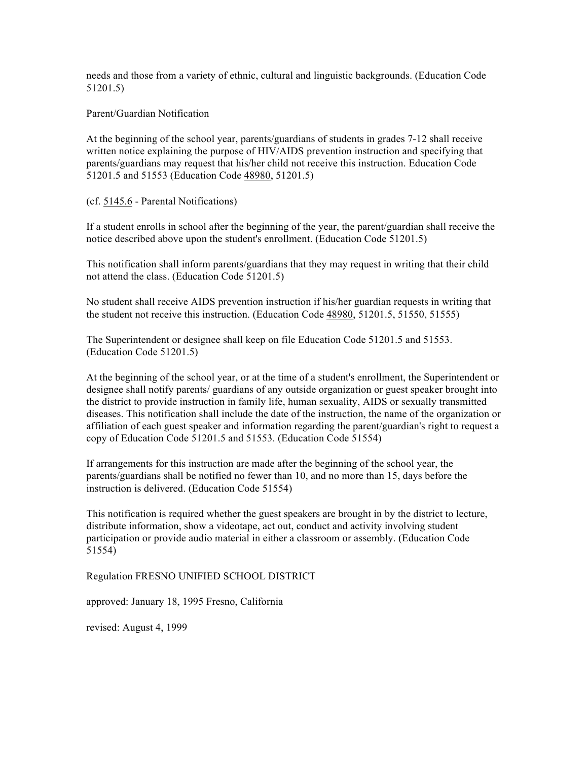needs and those from a variety of ethnic, cultural and linguistic backgrounds. (Education Code 51201.5)

Parent/Guardian Notification

At the beginning of the school year, parents/guardians of students in grades 7-12 shall receive written notice explaining the purpose of HIV/AIDS prevention instruction and specifying that parents/guardians may request that his/her child not receive this instruction. Education Code 51201.5 and 51553 (Education Code 48980, 51201.5)

(cf. 5145.6 - Parental Notifications)

If a student enrolls in school after the beginning of the year, the parent/guardian shall receive the notice described above upon the student's enrollment. (Education Code 51201.5)

This notification shall inform parents/guardians that they may request in writing that their child not attend the class. (Education Code 51201.5)

No student shall receive AIDS prevention instruction if his/her guardian requests in writing that the student not receive this instruction. (Education Code 48980, 51201.5, 51550, 51555)

The Superintendent or designee shall keep on file Education Code 51201.5 and 51553. (Education Code 51201.5)

At the beginning of the school year, or at the time of a student's enrollment, the Superintendent or designee shall notify parents/ guardians of any outside organization or guest speaker brought into the district to provide instruction in family life, human sexuality, AIDS or sexually transmitted diseases. This notification shall include the date of the instruction, the name of the organization or affiliation of each guest speaker and information regarding the parent/guardian's right to request a copy of Education Code 51201.5 and 51553. (Education Code 51554)

If arrangements for this instruction are made after the beginning of the school year, the parents/guardians shall be notified no fewer than 10, and no more than 15, days before the instruction is delivered. (Education Code 51554)

This notification is required whether the guest speakers are brought in by the district to lecture, distribute information, show a videotape, act out, conduct and activity involving student participation or provide audio material in either a classroom or assembly. (Education Code 51554)

Regulation FRESNO UNIFIED SCHOOL DISTRICT

approved: January 18, 1995 Fresno, California

revised: August 4, 1999